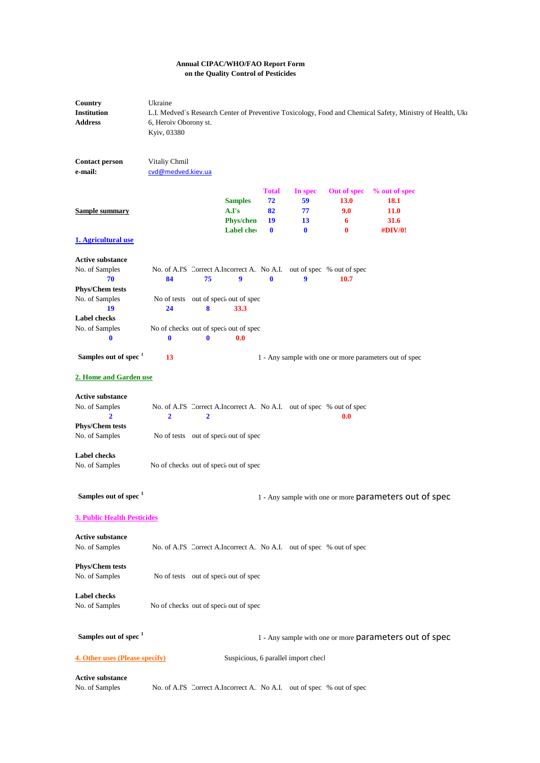**Annual CIPAC/WHO/FAO Report Form**
**on the Quality Control of Pesticides**

| | |
|---|---|
| **Country** | Ukraine |
| **Institution** | L.I. Medved`s Research Center of Preventive Toxicology, Food and Chemical Safety, Ministry of Health, Ukı |
| **Address** | 6, Heroiv Oborony st. |
| | Kyiv, 03380 |

| | |
|---|---|
| **Contact person** | Vitaliy Chmil |
| **e-mail:** | cvd@medved.kiev.ua |

**Sample summary**

| | Total | In spec | Out of spec | % out of spec |
|---|---|---|---|---|
| **Samples** | 72 | 59 | 13.0 | 18.1 |
| **A.I's** | 82 | 77 | 9.0 | 11.0 |
| **Phys/chen** | 19 | 13 | 6 | 31.6 |
| **Label che** | 0 | 0 | 0 | #DIV/0! |

## 1. Agricultural use

**Active substance**

| No. of Samples | No. of A.I'S | Correct A.I | Incorrect A. | No A.I. | out of spec | % out of spec |
|---|---|---|---|---|---|---|
| 70 | 84 | 75 | 9 | 0 | 9 | 10.7 |

**Phys/Chem tests**

| No. of Samples | No of tests | out of spec | % out of spec |
|---|---|---|---|
| 19 | 24 | 8 | 33.3 |

**Label checks**

| No. of Samples | No of checks | out of spec | % out of spec |
|---|---|---|---|
| 0 | 0 | 0 | 0.0 |

**Samples out of spec** [1] 13

1 - Any sample with one or more parameters out of spec

## 2. Home and Garden use

**Active substance**

| No. of Samples | No. of A.I'S | Correct A.I | Incorrect A. | No A.I. | out of spec | % out of spec |
|---|---|---|---|---|---|---|
| 2 | 2 | 2 | | | | 0.0 |

**Phys/Chem tests**

| No. of Samples | No of tests | out of spec | % out of spec |
|---|---|---|---|

**Label checks**

| No. of Samples | No of checks | out of spec | % out of spec |
|---|---|---|---|

**Samples out of spec** [1]

1 - Any sample with one or more parameters out of spec

## 3. Public Health Pesticides

**Active substance**

| No. of Samples | No. of A.I'S | Correct A.I | Incorrect A. | No A.I. | out of spec | % out of spec |
|---|---|---|---|---|---|---|

**Phys/Chem tests**

| No. of Samples | No of tests | out of spec | % out of spec |
|---|---|---|---|

**Label checks**

| No. of Samples | No of checks | out of spec | % out of spec |
|---|---|---|---|

**Samples out of spec** [1]

1 - Any sample with one or more parameters out of spec

## 4. Other uses (Please specify)

Suspicious, 6 parallel import checl

**Active substance**

| No. of Samples | No. of A.I'S | Correct A.I | Incorrect A. | No A.I. | out of spec | % out of spec |
|---|---|---|---|---|---|---|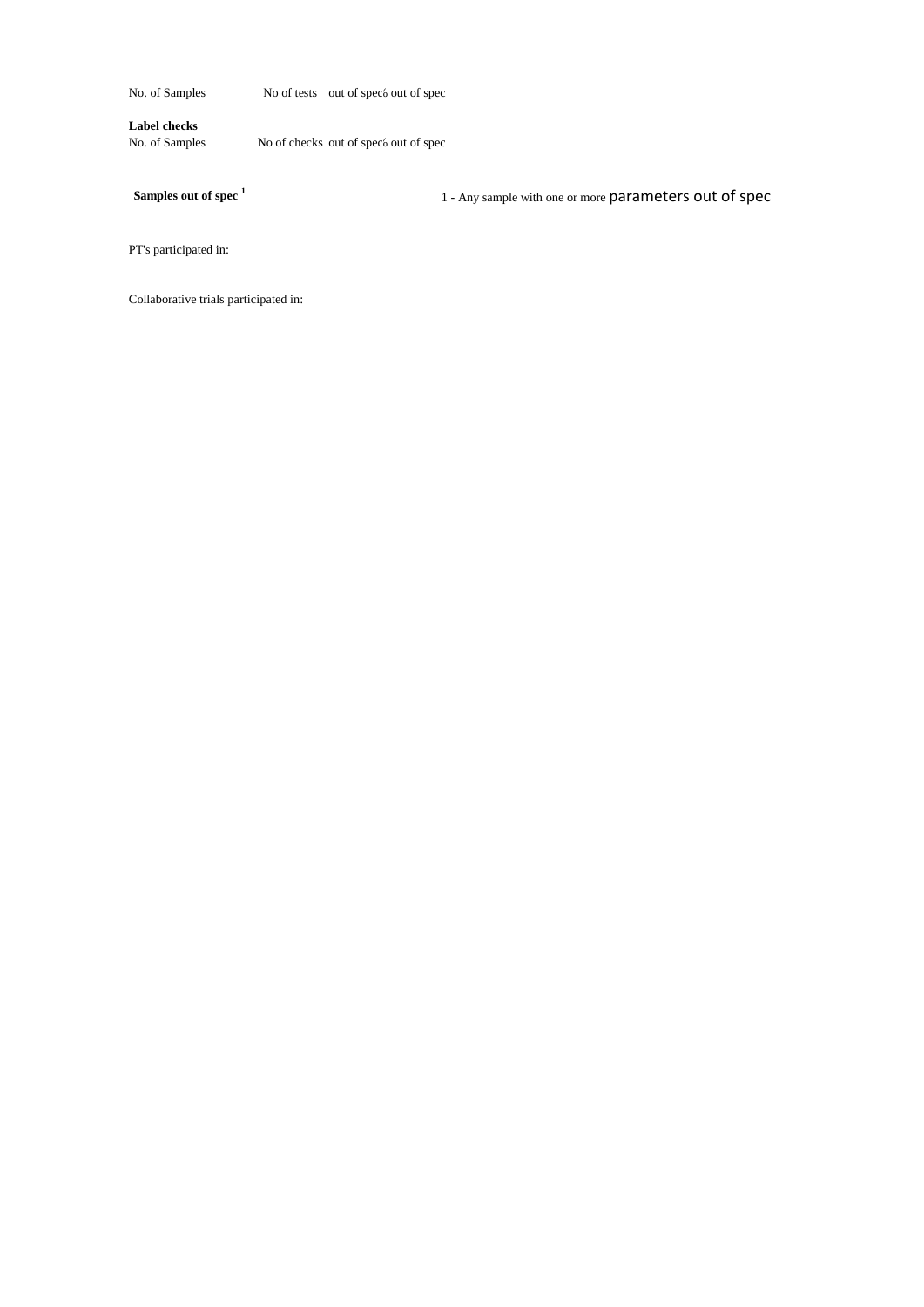| No. of Samples | No of tests | out of spec | % out of spec |
|---|---|---|---|

**Label checks**

| No. of Samples | No of checks | out of spec | % out of spec |
|---|---|---|---|

**Samples out of spec** [1]

1 - Any sample with one or more parameters out of spec

PT's participated in:

Collaborative trials participated in: